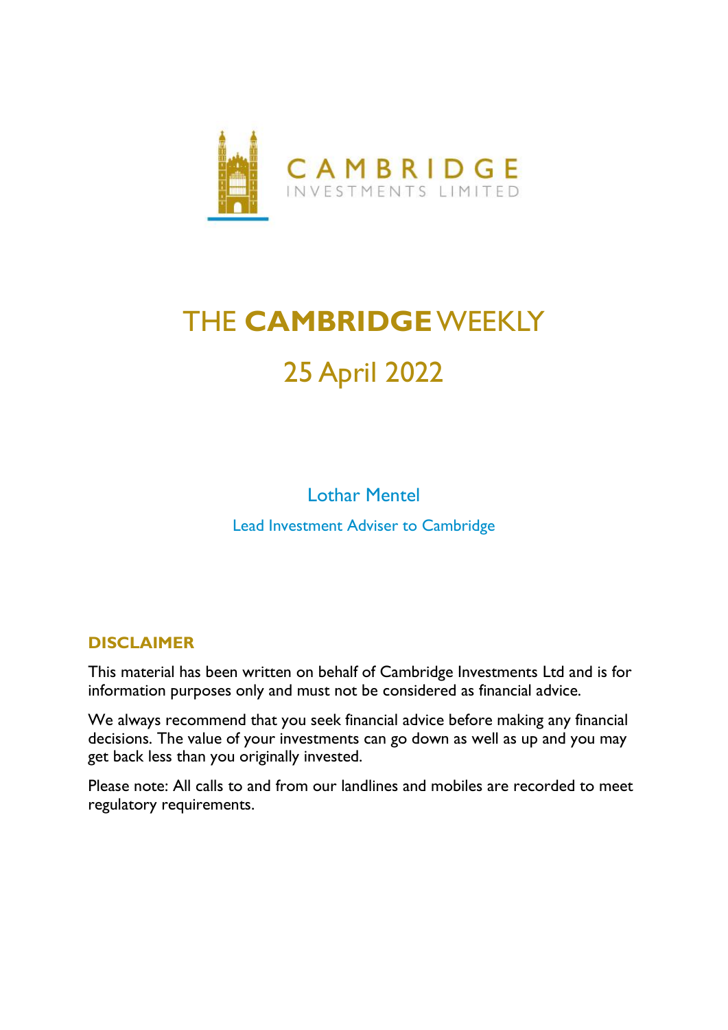CAMBRIDGE
INVESTMENTS LIMITED

# THE **CAMBRIDGE** WEEKLY

## 25 April 2022

Lothar Mentel

Lead Investment Adviser to Cambridge

### DISCLAIMER

This material has been written on behalf of Cambridge Investments Ltd and is for information purposes only and must not be considered as financial advice.

We always recommend that you seek financial advice before making any financial decisions. The value of your investments can go down as well as up and you may get back less than you originally invested.

Please note: All calls to and from our landlines and mobiles are recorded to meet regulatory requirements.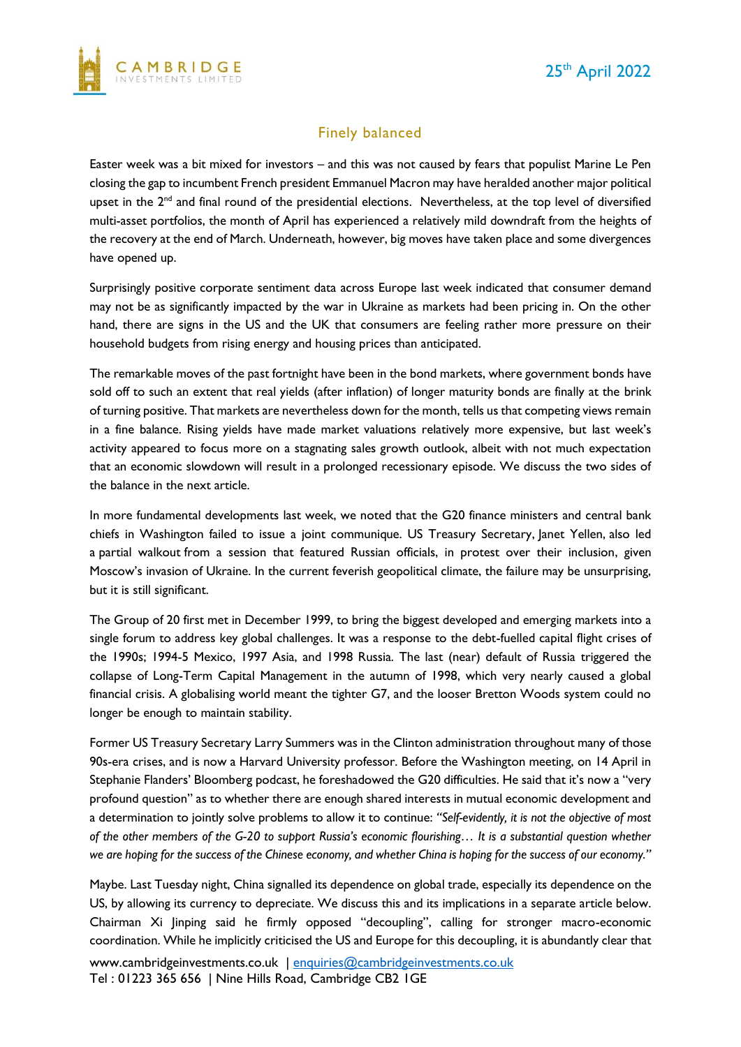25th April 2022

## Finely balanced

Easter week was a bit mixed for investors – and this was not caused by fears that populist Marine Le Pen closing the gap to incumbent French president Emmanuel Macron may have heralded another major political upset in the 2nd and final round of the presidential elections. Nevertheless, at the top level of diversified multi-asset portfolios, the month of April has experienced a relatively mild downdraft from the heights of the recovery at the end of March. Underneath, however, big moves have taken place and some divergences have opened up.

Surprisingly positive corporate sentiment data across Europe last week indicated that consumer demand may not be as significantly impacted by the war in Ukraine as markets had been pricing in. On the other hand, there are signs in the US and the UK that consumers are feeling rather more pressure on their household budgets from rising energy and housing prices than anticipated.

The remarkable moves of the past fortnight have been in the bond markets, where government bonds have sold off to such an extent that real yields (after inflation) of longer maturity bonds are finally at the brink of turning positive. That markets are nevertheless down for the month, tells us that competing views remain in a fine balance. Rising yields have made market valuations relatively more expensive, but last week's activity appeared to focus more on a stagnating sales growth outlook, albeit with not much expectation that an economic slowdown will result in a prolonged recessionary episode. We discuss the two sides of the balance in the next article.

In more fundamental developments last week, we noted that the G20 finance ministers and central bank chiefs in Washington failed to issue a joint communique. US Treasury Secretary, Janet Yellen, also led a partial walkout from a session that featured Russian officials, in protest over their inclusion, given Moscow's invasion of Ukraine. In the current feverish geopolitical climate, the failure may be unsurprising, but it is still significant.

The Group of 20 first met in December 1999, to bring the biggest developed and emerging markets into a single forum to address key global challenges. It was a response to the debt-fuelled capital flight crises of the 1990s; 1994-5 Mexico, 1997 Asia, and 1998 Russia. The last (near) default of Russia triggered the collapse of Long-Term Capital Management in the autumn of 1998, which very nearly caused a global financial crisis. A globalising world meant the tighter G7, and the looser Bretton Woods system could no longer be enough to maintain stability.

Former US Treasury Secretary Larry Summers was in the Clinton administration throughout many of those 90s-era crises, and is now a Harvard University professor. Before the Washington meeting, on 14 April in Stephanie Flanders' Bloomberg podcast, he foreshadowed the G20 difficulties. He said that it's now a "very profound question" as to whether there are enough shared interests in mutual economic development and a determination to jointly solve problems to allow it to continue: *"Self-evidently, it is not the objective of most of the other members of the G-20 to support Russia's economic flourishing… It is a substantial question whether we are hoping for the success of the Chinese economy, and whether China is hoping for the success of our economy."*

Maybe. Last Tuesday night, China signalled its dependence on global trade, especially its dependence on the US, by allowing its currency to depreciate. We discuss this and its implications in a separate article below. Chairman Xi Jinping said he firmly opposed "decoupling", calling for stronger macro-economic coordination. While he implicitly criticised the US and Europe for this decoupling, it is abundantly clear that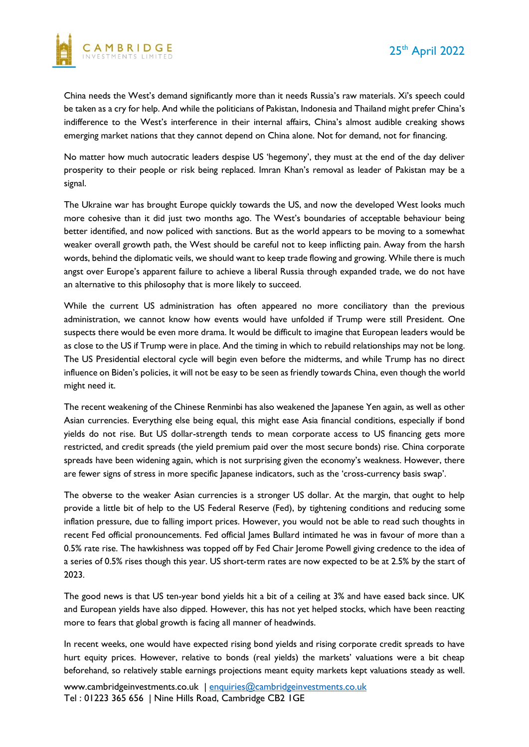China needs the West's demand significantly more than it needs Russia's raw materials. Xi's speech could be taken as a cry for help. And while the politicians of Pakistan, Indonesia and Thailand might prefer China's indifference to the West's interference in their internal affairs, China's almost audible creaking shows emerging market nations that they cannot depend on China alone. Not for demand, not for financing.

No matter how much autocratic leaders despise US 'hegemony', they must at the end of the day deliver prosperity to their people or risk being replaced. Imran Khan's removal as leader of Pakistan may be a signal.

The Ukraine war has brought Europe quickly towards the US, and now the developed West looks much more cohesive than it did just two months ago. The West's boundaries of acceptable behaviour being better identified, and now policed with sanctions. But as the world appears to be moving to a somewhat weaker overall growth path, the West should be careful not to keep inflicting pain. Away from the harsh words, behind the diplomatic veils, we should want to keep trade flowing and growing. While there is much angst over Europe's apparent failure to achieve a liberal Russia through expanded trade, we do not have an alternative to this philosophy that is more likely to succeed.

While the current US administration has often appeared no more conciliatory than the previous administration, we cannot know how events would have unfolded if Trump were still President. One suspects there would be even more drama. It would be difficult to imagine that European leaders would be as close to the US if Trump were in place. And the timing in which to rebuild relationships may not be long. The US Presidential electoral cycle will begin even before the midterms, and while Trump has no direct influence on Biden's policies, it will not be easy to be seen as friendly towards China, even though the world might need it.

The recent weakening of the Chinese Renminbi has also weakened the Japanese Yen again, as well as other Asian currencies. Everything else being equal, this might ease Asia financial conditions, especially if bond yields do not rise. But US dollar-strength tends to mean corporate access to US financing gets more restricted, and credit spreads (the yield premium paid over the most secure bonds) rise. China corporate spreads have been widening again, which is not surprising given the economy's weakness. However, there are fewer signs of stress in more specific Japanese indicators, such as the 'cross-currency basis swap'.

The obverse to the weaker Asian currencies is a stronger US dollar. At the margin, that ought to help provide a little bit of help to the US Federal Reserve (Fed), by tightening conditions and reducing some inflation pressure, due to falling import prices. However, you would not be able to read such thoughts in recent Fed official pronouncements. Fed official James Bullard intimated he was in favour of more than a 0.5% rate rise. The hawkishness was topped off by Fed Chair Jerome Powell giving credence to the idea of a series of 0.5% rises though this year. US short-term rates are now expected to be at 2.5% by the start of 2023.

The good news is that US ten-year bond yields hit a bit of a ceiling at 3% and have eased back since. UK and European yields have also dipped. However, this has not yet helped stocks, which have been reacting more to fears that global growth is facing all manner of headwinds.

In recent weeks, one would have expected rising bond yields and rising corporate credit spreads to have hurt equity prices. However, relative to bonds (real yields) the markets' valuations were a bit cheap beforehand, so relatively stable earnings projections meant equity markets kept valuations steady as well.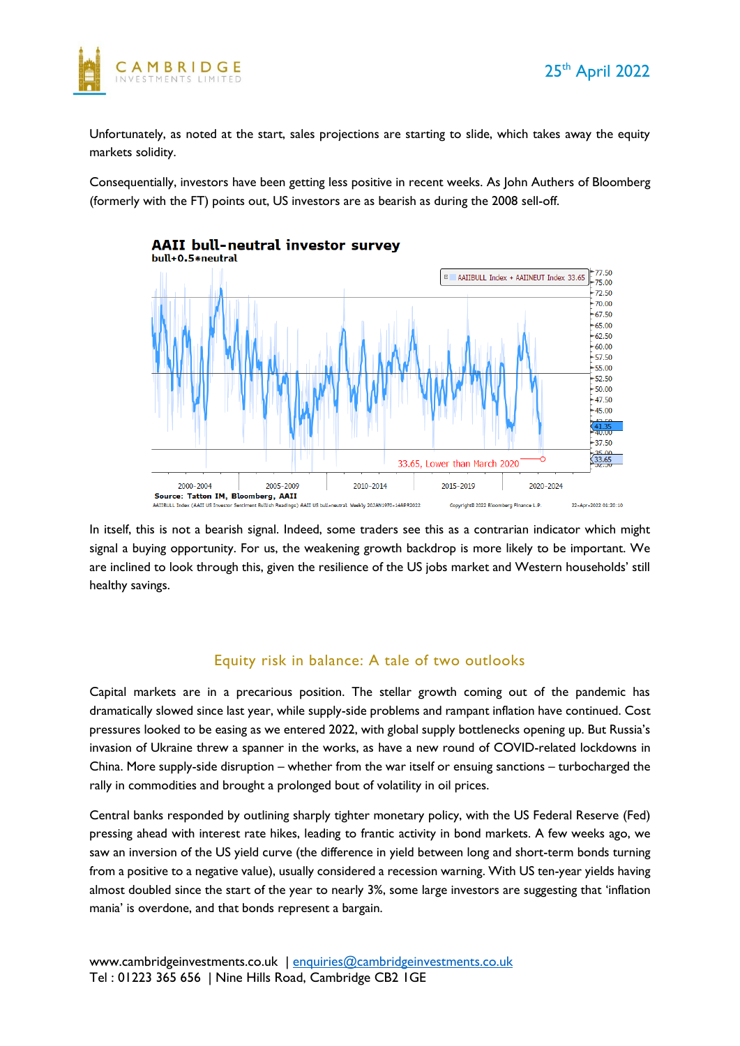Unfortunately, as noted at the start, sales projections are starting to slide, which takes away the equity markets solidity.

Consequentially, investors have been getting less positive in recent weeks. As John Authers of Bloomberg (formerly with the FT) points out, US investors are as bearish as during the 2008 sell-off.

**AAII bull-neutral investor survey**
**bull+0.5*neutral**

**Source: Tatton IM, Bloomberg, AAII**

In itself, this is not a bearish signal. Indeed, some traders see this as a contrarian indicator which might signal a buying opportunity. For us, the weakening growth backdrop is more likely to be important. We are inclined to look through this, given the resilience of the US jobs market and Western households' still healthy savings.

## Equity risk in balance: A tale of two outlooks

Capital markets are in a precarious position. The stellar growth coming out of the pandemic has dramatically slowed since last year, while supply-side problems and rampant inflation have continued. Cost pressures looked to be easing as we entered 2022, with global supply bottlenecks opening up. But Russia's invasion of Ukraine threw a spanner in the works, as have a new round of COVID-related lockdowns in China. More supply-side disruption – whether from the war itself or ensuing sanctions – turbocharged the rally in commodities and brought a prolonged bout of volatility in oil prices.

Central banks responded by outlining sharply tighter monetary policy, with the US Federal Reserve (Fed) pressing ahead with interest rate hikes, leading to frantic activity in bond markets. A few weeks ago, we saw an inversion of the US yield curve (the difference in yield between long and short-term bonds turning from a positive to a negative value), usually considered a recession warning. With US ten-year yields having almost doubled since the start of the year to nearly 3%, some large investors are suggesting that 'inflation mania' is overdone, and that bonds represent a bargain.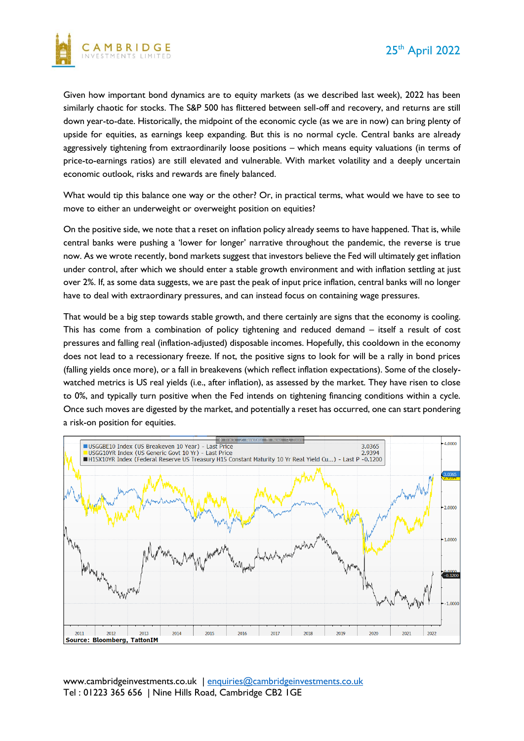Given how important bond dynamics are to equity markets (as we described last week), 2022 has been similarly chaotic for stocks. The S&P 500 has flittered between sell-off and recovery, and returns are still down year-to-date. Historically, the midpoint of the economic cycle (as we are in now) can bring plenty of upside for equities, as earnings keep expanding. But this is no normal cycle. Central banks are already aggressively tightening from extraordinarily loose positions – which means equity valuations (in terms of price-to-earnings ratios) are still elevated and vulnerable. With market volatility and a deeply uncertain economic outlook, risks and rewards are finely balanced.

What would tip this balance one way or the other? Or, in practical terms, what would we have to see to move to either an underweight or overweight position on equities?

On the positive side, we note that a reset on inflation policy already seems to have happened. That is, while central banks were pushing a 'lower for longer' narrative throughout the pandemic, the reverse is true now. As we wrote recently, bond markets suggest that investors believe the Fed will ultimately get inflation under control, after which we should enter a stable growth environment and with inflation settling at just over 2%. If, as some data suggests, we are past the peak of input price inflation, central banks will no longer have to deal with extraordinary pressures, and can instead focus on containing wage pressures.

That would be a big step towards stable growth, and there certainly are signs that the economy is cooling. This has come from a combination of policy tightening and reduced demand – itself a result of cost pressures and falling real (inflation-adjusted) disposable incomes. Hopefully, this cooldown in the economy does not lead to a recessionary freeze. If not, the positive signs to look for will be a rally in bond prices (falling yields once more), or a fall in breakevens (which reflect inflation expectations). Some of the closely-watched metrics is US real yields (i.e., after inflation), as assessed by the market. They have risen to close to 0%, and typically turn positive when the Fed intends on tightening financing conditions within a cycle. Once such moves are digested by the market, and potentially a reset has occurred, one can start pondering a risk-on position for equities.

Source: Bloomberg, TattonIM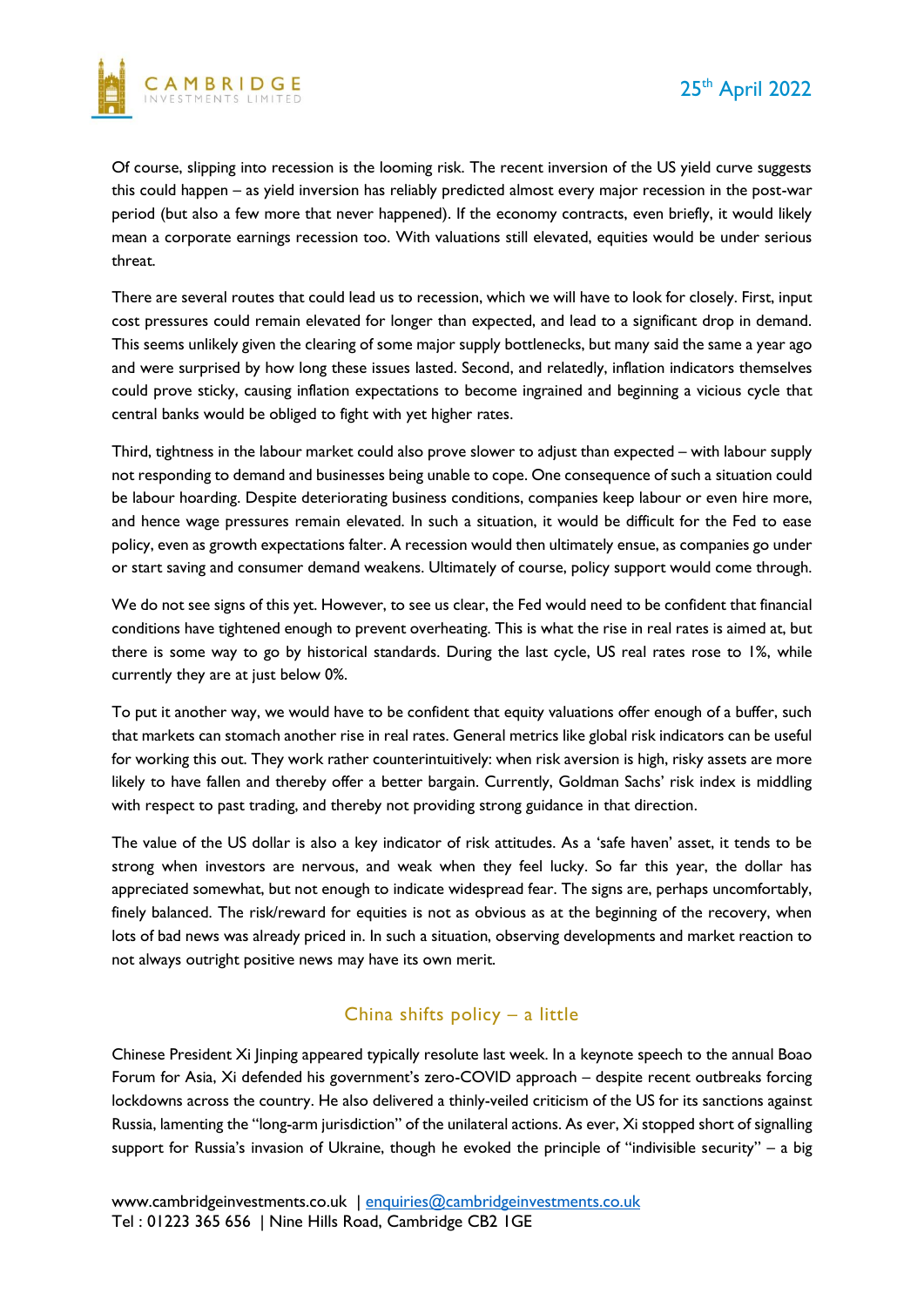Of course, slipping into recession is the looming risk. The recent inversion of the US yield curve suggests this could happen – as yield inversion has reliably predicted almost every major recession in the post-war period (but also a few more that never happened). If the economy contracts, even briefly, it would likely mean a corporate earnings recession too. With valuations still elevated, equities would be under serious threat.

There are several routes that could lead us to recession, which we will have to look for closely. First, input cost pressures could remain elevated for longer than expected, and lead to a significant drop in demand. This seems unlikely given the clearing of some major supply bottlenecks, but many said the same a year ago and were surprised by how long these issues lasted. Second, and relatedly, inflation indicators themselves could prove sticky, causing inflation expectations to become ingrained and beginning a vicious cycle that central banks would be obliged to fight with yet higher rates.

Third, tightness in the labour market could also prove slower to adjust than expected – with labour supply not responding to demand and businesses being unable to cope. One consequence of such a situation could be labour hoarding. Despite deteriorating business conditions, companies keep labour or even hire more, and hence wage pressures remain elevated. In such a situation, it would be difficult for the Fed to ease policy, even as growth expectations falter. A recession would then ultimately ensue, as companies go under or start saving and consumer demand weakens. Ultimately of course, policy support would come through.

We do not see signs of this yet. However, to see us clear, the Fed would need to be confident that financial conditions have tightened enough to prevent overheating. This is what the rise in real rates is aimed at, but there is some way to go by historical standards. During the last cycle, US real rates rose to 1%, while currently they are at just below 0%.

To put it another way, we would have to be confident that equity valuations offer enough of a buffer, such that markets can stomach another rise in real rates. General metrics like global risk indicators can be useful for working this out. They work rather counterintuitively: when risk aversion is high, risky assets are more likely to have fallen and thereby offer a better bargain. Currently, Goldman Sachs' risk index is middling with respect to past trading, and thereby not providing strong guidance in that direction.

The value of the US dollar is also a key indicator of risk attitudes. As a 'safe haven' asset, it tends to be strong when investors are nervous, and weak when they feel lucky. So far this year, the dollar has appreciated somewhat, but not enough to indicate widespread fear. The signs are, perhaps uncomfortably, finely balanced. The risk/reward for equities is not as obvious as at the beginning of the recovery, when lots of bad news was already priced in. In such a situation, observing developments and market reaction to not always outright positive news may have its own merit.

## China shifts policy – a little

Chinese President Xi Jinping appeared typically resolute last week. In a keynote speech to the annual Boao Forum for Asia, Xi defended his government's zero-COVID approach – despite recent outbreaks forcing lockdowns across the country. He also delivered a thinly-veiled criticism of the US for its sanctions against Russia, lamenting the "long-arm jurisdiction" of the unilateral actions. As ever, Xi stopped short of signalling support for Russia's invasion of Ukraine, though he evoked the principle of "indivisible security" – a big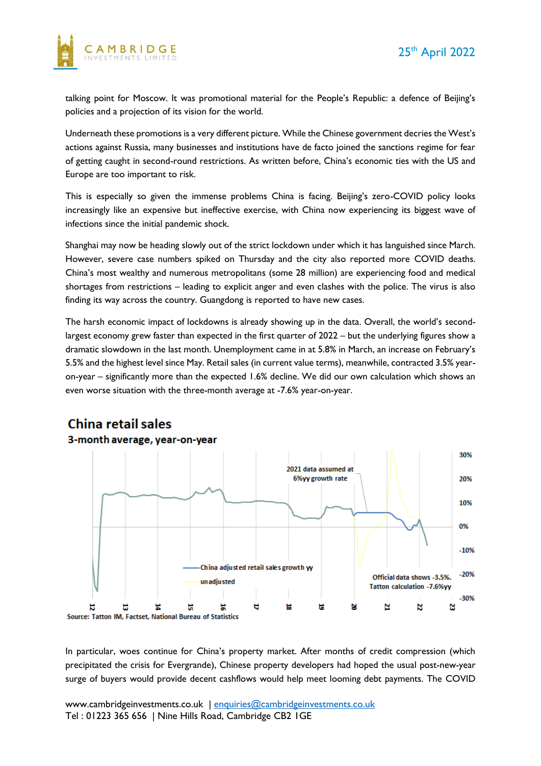talking point for Moscow. It was promotional material for the People's Republic: a defence of Beijing's policies and a projection of its vision for the world.

Underneath these promotions is a very different picture. While the Chinese government decries the West's actions against Russia, many businesses and institutions have de facto joined the sanctions regime for fear of getting caught in second-round restrictions. As written before, China's economic ties with the US and Europe are too important to risk.

This is especially so given the immense problems China is facing. Beijing's zero-COVID policy looks increasingly like an expensive but ineffective exercise, with China now experiencing its biggest wave of infections since the initial pandemic shock.

Shanghai may now be heading slowly out of the strict lockdown under which it has languished since March. However, severe case numbers spiked on Thursday and the city also reported more COVID deaths. China's most wealthy and numerous metropolitans (some 28 million) are experiencing food and medical shortages from restrictions – leading to explicit anger and even clashes with the police. The virus is also finding its way across the country. Guangdong is reported to have new cases.

The harsh economic impact of lockdowns is already showing up in the data. Overall, the world's second-largest economy grew faster than expected in the first quarter of 2022 – but the underlying figures show a dramatic slowdown in the last month. Unemployment came in at 5.8% in March, an increase on February's 5.5% and the highest level since May. Retail sales (in current value terms), meanwhile, contracted 3.5% year-on-year – significantly more than the expected 1.6% decline. We did our own calculation which shows an even worse situation with the three-month average at -7.6% year-on-year.

**China retail sales**

**3-month average, year-on-year**

Source: Tatton IM, Factset, National Bureau of Statistics

In particular, woes continue for China's property market. After months of credit compression (which precipitated the crisis for Evergrande), Chinese property developers had hoped the usual post-new-year surge of buyers would provide decent cashflows would help meet looming debt payments. The COVID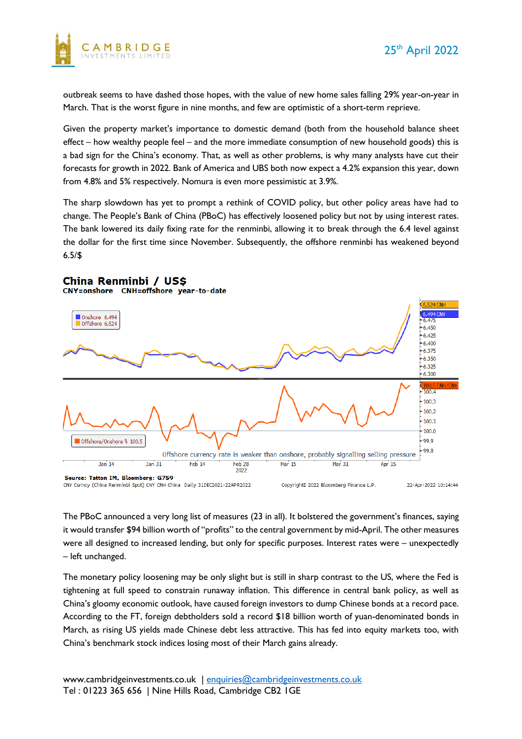outbreak seems to have dashed those hopes, with the value of new home sales falling 29% year-on-year in March. That is the worst figure in nine months, and few are optimistic of a short-term reprieve.

Given the property market's importance to domestic demand (both from the household balance sheet effect – how wealthy people feel – and the more immediate consumption of new household goods) this is a bad sign for the China's economy. That, as well as other problems, is why many analysts have cut their forecasts for growth in 2022. Bank of America and UBS both now expect a 4.2% expansion this year, down from 4.8% and 5% respectively. Nomura is even more pessimistic at 3.9%.

The sharp slowdown has yet to prompt a rethink of COVID policy, but other policy areas have had to change. The People's Bank of China (PBoC) has effectively loosened policy but not by using interest rates. The bank lowered its daily fixing rate for the renminbi, allowing it to break through the 6.4 level against the dollar for the first time since November. Subsequently, the offshore renminbi has weakened beyond 6.5/$

**China Renminbi / US$**
**CNY=onshore CNH=offshore year-to-date**

Source: Tatton IM, Bloomberg: G759

The PBoC announced a very long list of measures (23 in all). It bolstered the government's finances, saying it would transfer $94 billion worth of "profits" to the central government by mid-April. The other measures were all designed to increased lending, but only for specific purposes. Interest rates were – unexpectedly – left unchanged.

The monetary policy loosening may be only slight but is still in sharp contrast to the US, where the Fed is tightening at full speed to constrain runaway inflation. This difference in central bank policy, as well as China's gloomy economic outlook, have caused foreign investors to dump Chinese bonds at a record pace. According to the FT, foreign debtholders sold a record $18 billion worth of yuan-denominated bonds in March, as rising US yields made Chinese debt less attractive. This has fed into equity markets too, with China's benchmark stock indices losing most of their March gains already.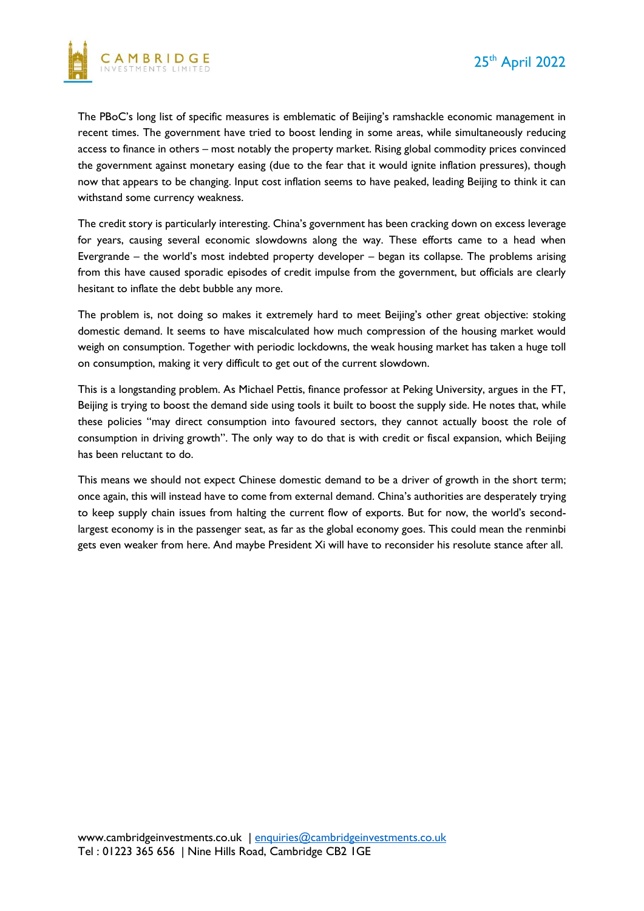The PBoC's long list of specific measures is emblematic of Beijing's ramshackle economic management in recent times. The government have tried to boost lending in some areas, while simultaneously reducing access to finance in others – most notably the property market. Rising global commodity prices convinced the government against monetary easing (due to the fear that it would ignite inflation pressures), though now that appears to be changing. Input cost inflation seems to have peaked, leading Beijing to think it can withstand some currency weakness.

The credit story is particularly interesting. China's government has been cracking down on excess leverage for years, causing several economic slowdowns along the way. These efforts came to a head when Evergrande – the world's most indebted property developer – began its collapse. The problems arising from this have caused sporadic episodes of credit impulse from the government, but officials are clearly hesitant to inflate the debt bubble any more.

The problem is, not doing so makes it extremely hard to meet Beijing's other great objective: stoking domestic demand. It seems to have miscalculated how much compression of the housing market would weigh on consumption. Together with periodic lockdowns, the weak housing market has taken a huge toll on consumption, making it very difficult to get out of the current slowdown.

This is a longstanding problem. As Michael Pettis, finance professor at Peking University, argues in the FT, Beijing is trying to boost the demand side using tools it built to boost the supply side. He notes that, while these policies "may direct consumption into favoured sectors, they cannot actually boost the role of consumption in driving growth". The only way to do that is with credit or fiscal expansion, which Beijing has been reluctant to do.

This means we should not expect Chinese domestic demand to be a driver of growth in the short term; once again, this will instead have to come from external demand. China's authorities are desperately trying to keep supply chain issues from halting the current flow of exports. But for now, the world's second-largest economy is in the passenger seat, as far as the global economy goes. This could mean the renminbi gets even weaker from here. And maybe President Xi will have to reconsider his resolute stance after all.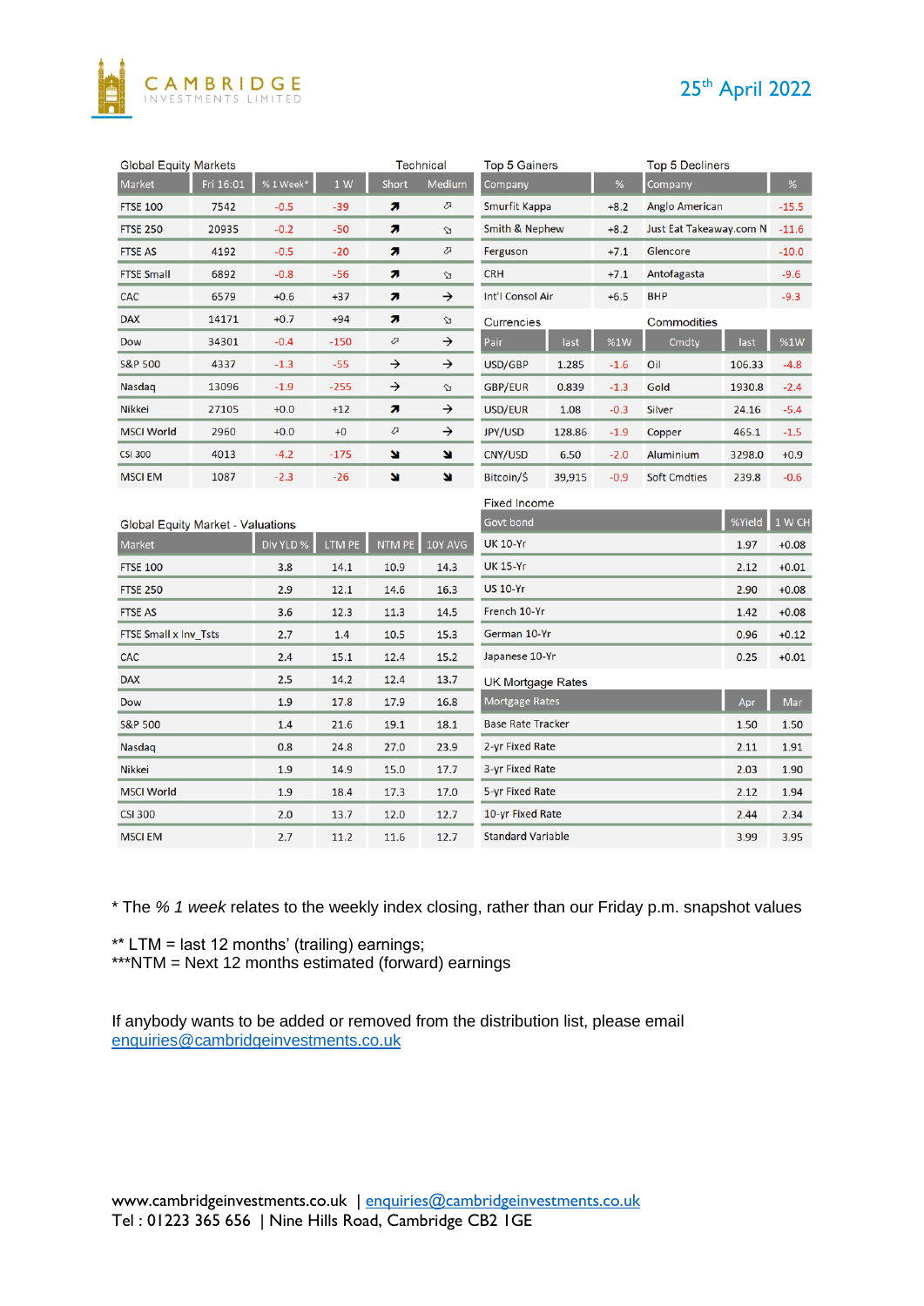25th April 2022

## Global Equity Markets

| Market | Fri 16:01 | % 1 Week* | 1 W | Technical Short | Technical Medium |
|---|---|---|---|---|---|
| FTSE 100 | 7542 | -0.5 | -39 | ↗ | ↗ |
| FTSE 250 | 20935 | -0.2 | -50 | ↗ | ↘ |
| FTSE AS | 4192 | -0.5 | -20 | ↗ | ↗ |
| FTSE Small | 6892 | -0.8 | -56 | ↗ | ↘ |
| CAC | 6579 | +0.6 | +37 | ↗ | → |
| DAX | 14171 | +0.7 | +94 | ↗ | ↘ |
| Dow | 34301 | -0.4 | -150 | ↗ | → |
| S&P 500 | 4337 | -1.3 | -55 | → | → |
| Nasdaq | 13096 | -1.9 | -255 | → | ↘ |
| Nikkei | 27105 | +0.0 | +12 | ↗ | → |
| MSCI World | 2960 | +0.0 | +0 | ↗ | → |
| CSI 300 | 4013 | -4.2 | -175 | ↘ | ↘ |
| MSCI EM | 1087 | -2.3 | -26 | ↘ | ↘ |

## Top 5 Gainers

| Company | % |
|---|---|
| Smurfit Kappa | +8.2 |
| Smith & Nephew | +8.2 |
| Ferguson | +7.1 |
| CRH | +7.1 |
| Int'l Consol Air | +6.5 |

## Top 5 Decliners

| Company | % |
|---|---|
| Anglo American | -15.5 |
| Just Eat Takeaway.com N | -11.6 |
| Glencore | -10.0 |
| Antofagasta | -9.6 |
| BHP | -9.3 |

## Currencies

| Pair | last | %1W |
|---|---|---|
| USD/GBP | 1.285 | -1.6 |
| GBP/EUR | 0.839 | -1.3 |
| USD/EUR | 1.08 | -0.3 |
| JPY/USD | 128.86 | -1.9 |
| CNY/USD | 6.50 | -2.0 |
| Bitcoin/$ | 39,915 | -0.9 |

## Commodities

| Cmdty | last | %1W |
|---|---|---|
| Oil | 106.33 | -4.8 |
| Gold | 1930.8 | -2.4 |
| Silver | 24.16 | -5.4 |
| Copper | 465.1 | -1.5 |
| Aluminium | 3298.0 | +0.9 |
| Soft Cmdties | 239.8 | -0.6 |

## Global Equity Market - Valuations

| Market | Div YLD % | LTM PE | NTM PE | 10Y AVG |
|---|---|---|---|---|
| FTSE 100 | 3.8 | 14.1 | 10.9 | 14.3 |
| FTSE 250 | 2.9 | 12.1 | 14.6 | 16.3 |
| FTSE AS | 3.6 | 12.3 | 11.3 | 14.5 |
| FTSE Small x Inv_Tsts | 2.7 | 1.4 | 10.5 | 15.3 |
| CAC | 2.4 | 15.1 | 12.4 | 15.2 |
| DAX | 2.5 | 14.2 | 12.4 | 13.7 |
| Dow | 1.9 | 17.8 | 17.9 | 16.8 |
| S&P 500 | 1.4 | 21.6 | 19.1 | 18.1 |
| Nasdaq | 0.8 | 24.8 | 27.0 | 23.9 |
| Nikkei | 1.9 | 14.9 | 15.0 | 17.7 |
| MSCI World | 1.9 | 18.4 | 17.3 | 17.0 |
| CSI 300 | 2.0 | 13.7 | 12.0 | 12.7 |
| MSCI EM | 2.7 | 11.2 | 11.6 | 12.7 |

## Fixed Income

| Govt bond | %Yield | 1 W CH |
|---|---|---|
| UK 10-Yr | 1.97 | +0.08 |
| UK 15-Yr | 2.12 | +0.01 |
| US 10-Yr | 2.90 | +0.08 |
| French 10-Yr | 1.42 | +0.08 |
| German 10-Yr | 0.96 | +0.12 |
| Japanese 10-Yr | 0.25 | +0.01 |

## UK Mortgage Rates

| Mortgage Rates | Apr | Mar |
|---|---|---|
| Base Rate Tracker | 1.50 | 1.50 |
| 2-yr Fixed Rate | 2.11 | 1.91 |
| 3-yr Fixed Rate | 2.03 | 1.90 |
| 5-yr Fixed Rate | 2.12 | 1.94 |
| 10-yr Fixed Rate | 2.44 | 2.34 |
| Standard Variable | 3.99 | 3.95 |

* The *% 1 week* relates to the weekly index closing, rather than our Friday p.m. snapshot values

** LTM = last 12 months' (trailing) earnings;
***NTM = Next 12 months estimated (forward) earnings

If anybody wants to be added or removed from the distribution list, please email enquiries@cambridgeinvestments.co.uk

www.cambridgeinvestments.co.uk | enquiries@cambridgeinvestments.co.uk
Tel : 01223 365 656 | Nine Hills Road, Cambridge CB2 1GE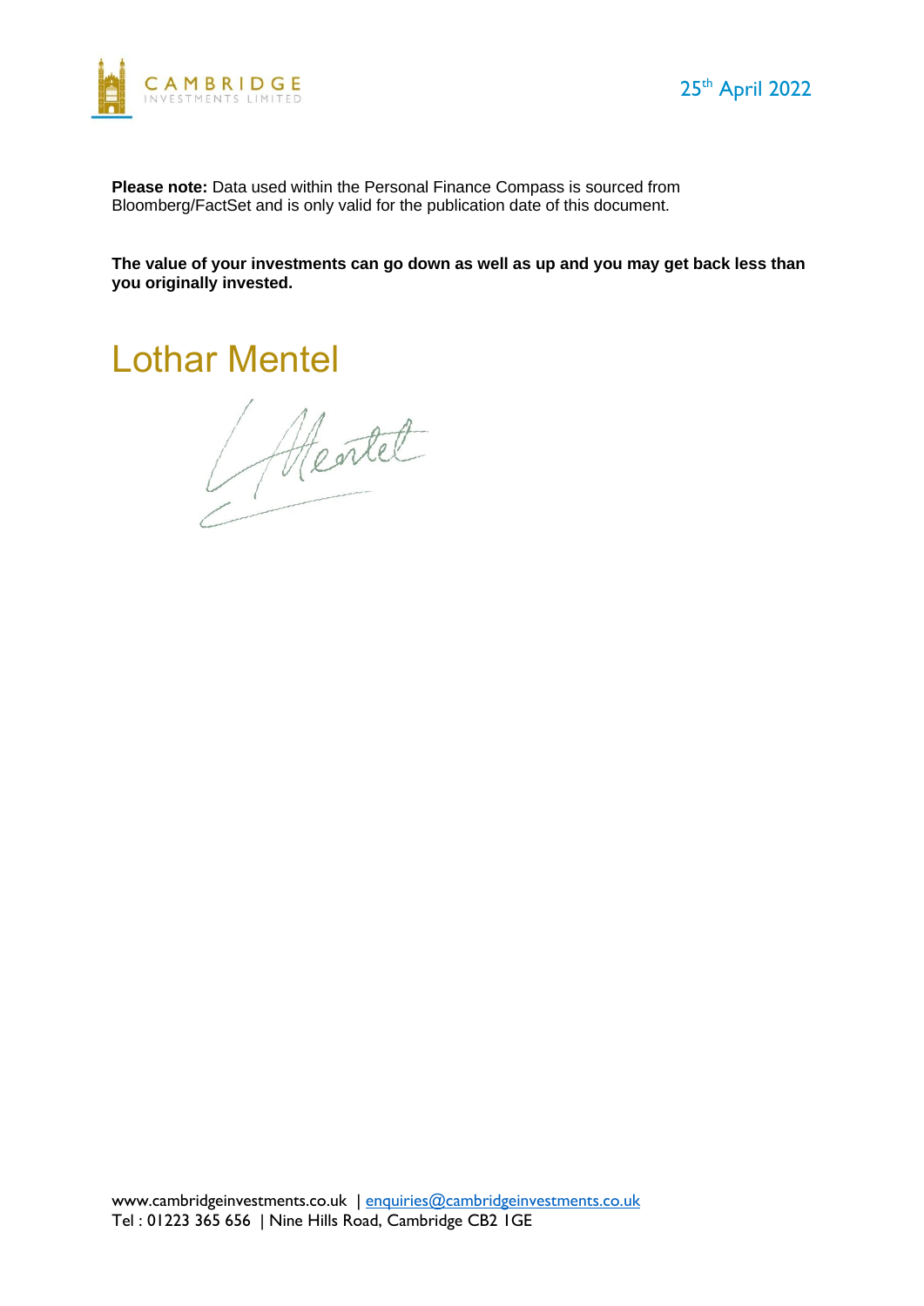**Please note:** Data used within the Personal Finance Compass is sourced from Bloomberg/FactSet and is only valid for the publication date of this document.

**The value of your investments can go down as well as up and you may get back less than you originally invested.**

# Lothar Mentel

www.cambridgeinvestments.co.uk | enquiries@cambridgeinvestments.co.uk
Tel : 01223 365 656 | Nine Hills Road, Cambridge CB2 1GE